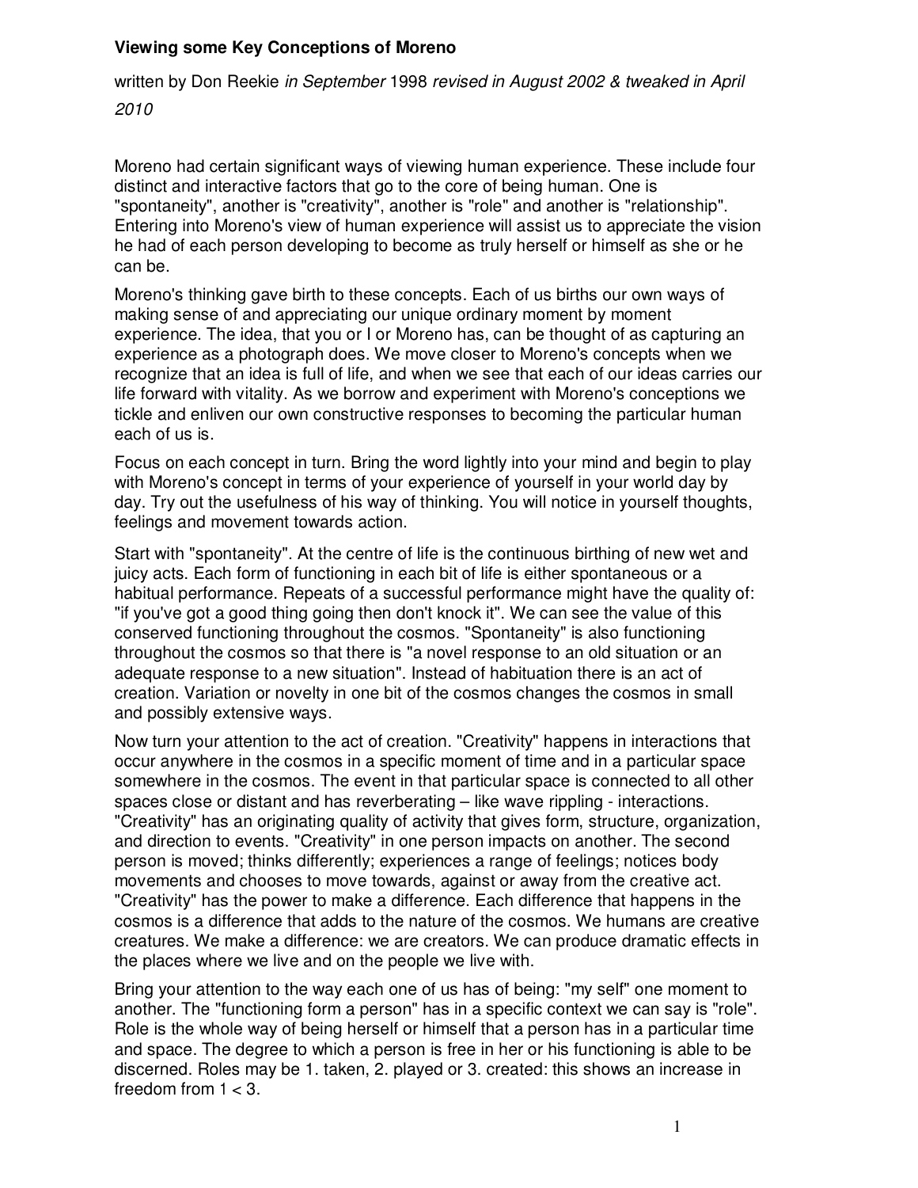# Viewing some Key Conceptions of Moreno

written by Don Reekie *in September* 1998 *revised in August 2002 & tweaked in April 2010*

Moreno had certain significant ways of viewing human experience. These include four distinct and interactive factors that go to the core of being human. One is "spontaneity", another is "creativity", another is "role" and another is "relationship". Entering into Moreno's view of human experience will assist us to appreciate the vision he had of each person developing to become as truly herself or himself as she or he can be.

Moreno's thinking gave birth to these concepts. Each of us births our own ways of making sense of and appreciating our unique ordinary moment by moment experience. The idea, that you or I or Moreno has, can be thought of as capturing an experience as a photograph does. We move closer to Moreno's concepts when we recognize that an idea is full of life, and when we see that each of our ideas carries our life forward with vitality. As we borrow and experiment with Moreno's conceptions we tickle and enliven our own constructive responses to becoming the particular human each of us is.

Focus on each concept in turn. Bring the word lightly into your mind and begin to play with Moreno's concept in terms of your experience of yourself in your world day by day. Try out the usefulness of his way of thinking. You will notice in yourself thoughts, feelings and movement towards action.

Start with "spontaneity". At the centre of life is the continuous birthing of new wet and juicy acts. Each form of functioning in each bit of life is either spontaneous or a habitual performance. Repeats of a successful performance might have the quality of: "if you've got a good thing going then don't knock it". We can see the value of this conserved functioning throughout the cosmos. "Spontaneity" is also functioning throughout the cosmos so that there is "a novel response to an old situation or an adequate response to a new situation". Instead of habituation there is an act of creation. Variation or novelty in one bit of the cosmos changes the cosmos in small and possibly extensive ways.

Now turn your attention to the act of creation. "Creativity" happens in interactions that occur anywhere in the cosmos in a specific moment of time and in a particular space somewhere in the cosmos. The event in that particular space is connected to all other spaces close or distant and has reverberating – like wave rippling - interactions. "Creativity" has an originating quality of activity that gives form, structure, organization, and direction to events. "Creativity" in one person impacts on another. The second person is moved; thinks differently; experiences a range of feelings; notices body movements and chooses to move towards, against or away from the creative act. "Creativity" has the power to make a difference. Each difference that happens in the cosmos is a difference that adds to the nature of the cosmos. We humans are creative creatures. We make a difference: we are creators. We can produce dramatic effects in the places where we live and on the people we live with.

Bring your attention to the way each one of us has of being: "my self" one moment to another. The "functioning form a person" has in a specific context we can say is "role". Role is the whole way of being herself or himself that a person has in a particular time and space. The degree to which a person is free in her or his functioning is able to be discerned. Roles may be 1. taken, 2. played or 3. created: this shows an increase in freedom from $1 < 3$.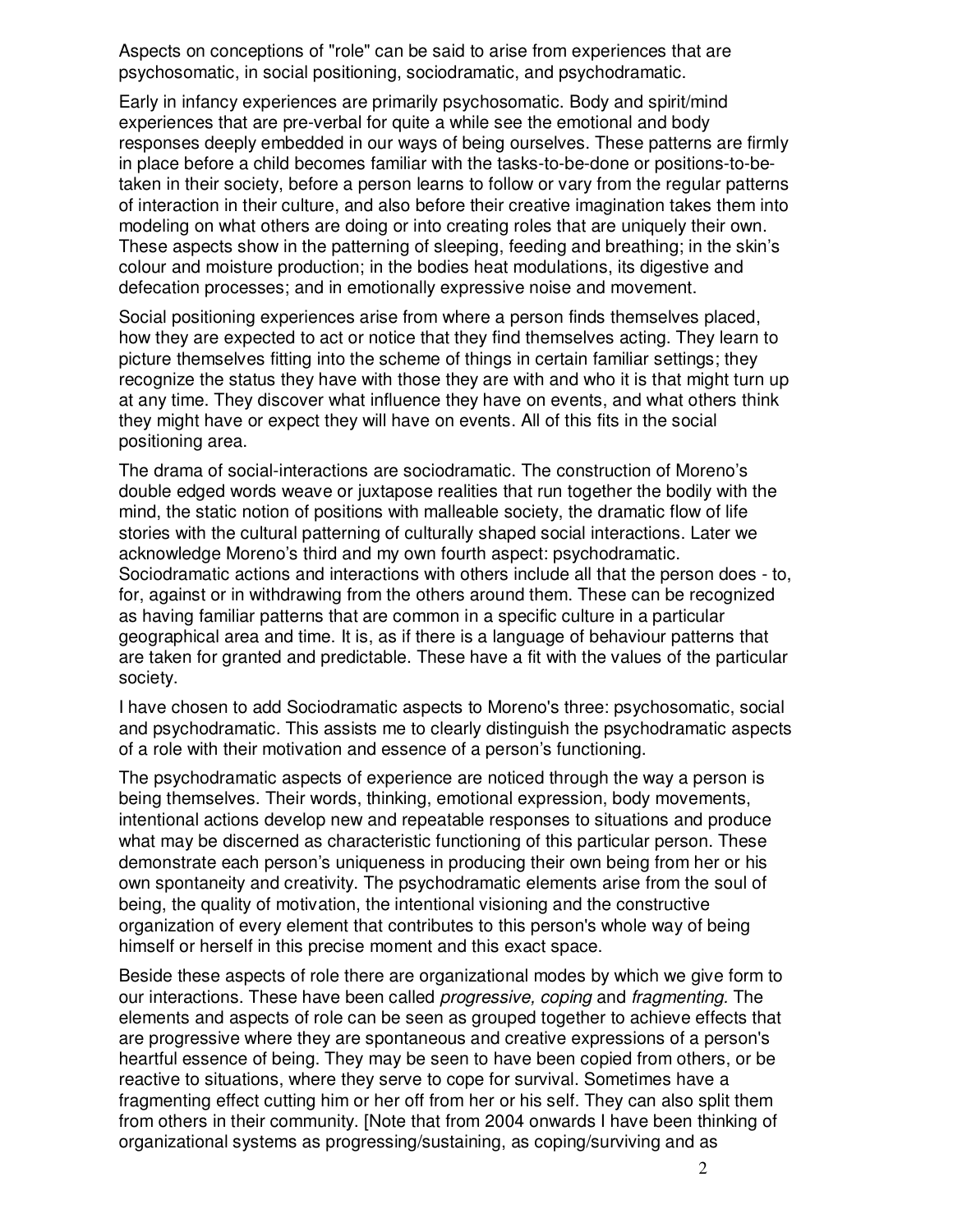Aspects on conceptions of "role" can be said to arise from experiences that are psychosomatic, in social positioning, sociodramatic, and psychodramatic.

Early in infancy experiences are primarily psychosomatic. Body and spirit/mind experiences that are pre-verbal for quite a while see the emotional and body responses deeply embedded in our ways of being ourselves. These patterns are firmly in place before a child becomes familiar with the tasks-to-be-done or positions-to-be-taken in their society, before a person learns to follow or vary from the regular patterns of interaction in their culture, and also before their creative imagination takes them into modeling on what others are doing or into creating roles that are uniquely their own. These aspects show in the patterning of sleeping, feeding and breathing; in the skin's colour and moisture production; in the bodies heat modulations, its digestive and defecation processes; and in emotionally expressive noise and movement.

Social positioning experiences arise from where a person finds themselves placed, how they are expected to act or notice that they find themselves acting. They learn to picture themselves fitting into the scheme of things in certain familiar settings; they recognize the status they have with those they are with and who it is that might turn up at any time. They discover what influence they have on events, and what others think they might have or expect they will have on events. All of this fits in the social positioning area.

The drama of social-interactions are sociodramatic. The construction of Moreno's double edged words weave or juxtapose realities that run together the bodily with the mind, the static notion of positions with malleable society, the dramatic flow of life stories with the cultural patterning of culturally shaped social interactions. Later we acknowledge Moreno's third and my own fourth aspect: psychodramatic. Sociodramatic actions and interactions with others include all that the person does - to, for, against or in withdrawing from the others around them. These can be recognized as having familiar patterns that are common in a specific culture in a particular geographical area and time. It is, as if there is a language of behaviour patterns that are taken for granted and predictable. These have a fit with the values of the particular society.

I have chosen to add Sociodramatic aspects to Moreno's three: psychosomatic, social and psychodramatic. This assists me to clearly distinguish the psychodramatic aspects of a role with their motivation and essence of a person's functioning.

The psychodramatic aspects of experience are noticed through the way a person is being themselves. Their words, thinking, emotional expression, body movements, intentional actions develop new and repeatable responses to situations and produce what may be discerned as characteristic functioning of this particular person. These demonstrate each person's uniqueness in producing their own being from her or his own spontaneity and creativity. The psychodramatic elements arise from the soul of being, the quality of motivation, the intentional visioning and the constructive organization of every element that contributes to this person's whole way of being himself or herself in this precise moment and this exact space.

Beside these aspects of role there are organizational modes by which we give form to our interactions. These have been called *progressive, coping* and *fragmenting.* The elements and aspects of role can be seen as grouped together to achieve effects that are progressive where they are spontaneous and creative expressions of a person's heartful essence of being. They may be seen to have been copied from others, or be reactive to situations, where they serve to cope for survival. Sometimes have a fragmenting effect cutting him or her off from her or his self. They can also split them from others in their community. [Note that from 2004 onwards I have been thinking of organizational systems as progressing/sustaining, as coping/surviving and as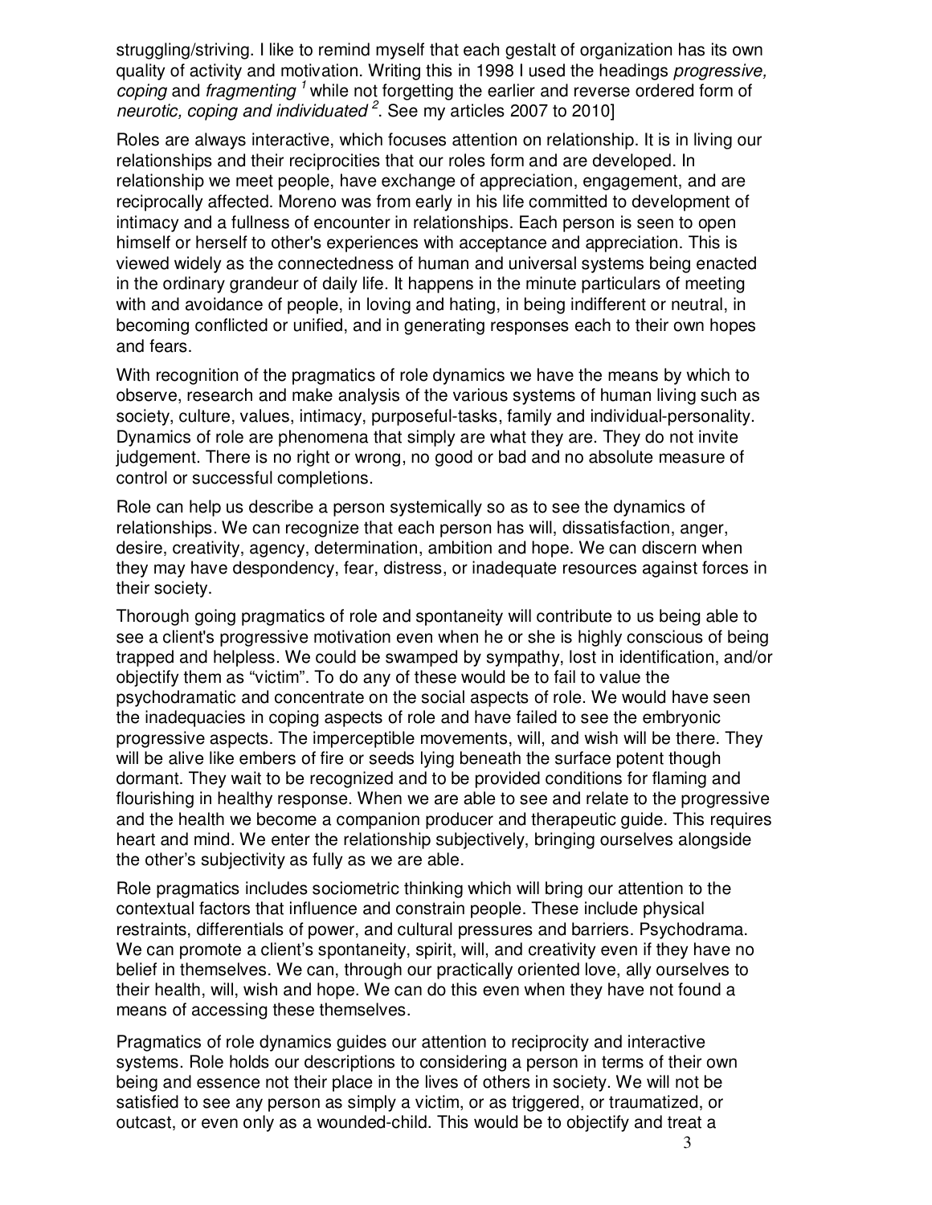struggling/striving. I like to remind myself that each gestalt of organization has its own quality of activity and motivation. Writing this in 1998 I used the headings *progressive, coping* and *fragmenting* [1] while not forgetting the earlier and reverse ordered form of *neurotic, coping and individuated* [2]. See my articles 2007 to 2010]

Roles are always interactive, which focuses attention on relationship. It is in living our relationships and their reciprocities that our roles form and are developed. In relationship we meet people, have exchange of appreciation, engagement, and are reciprocally affected. Moreno was from early in his life committed to development of intimacy and a fullness of encounter in relationships. Each person is seen to open himself or herself to other's experiences with acceptance and appreciation. This is viewed widely as the connectedness of human and universal systems being enacted in the ordinary grandeur of daily life. It happens in the minute particulars of meeting with and avoidance of people, in loving and hating, in being indifferent or neutral, in becoming conflicted or unified, and in generating responses each to their own hopes and fears.

With recognition of the pragmatics of role dynamics we have the means by which to observe, research and make analysis of the various systems of human living such as society, culture, values, intimacy, purposeful-tasks, family and individual-personality. Dynamics of role are phenomena that simply are what they are. They do not invite judgement. There is no right or wrong, no good or bad and no absolute measure of control or successful completions.

Role can help us describe a person systemically so as to see the dynamics of relationships. We can recognize that each person has will, dissatisfaction, anger, desire, creativity, agency, determination, ambition and hope. We can discern when they may have despondency, fear, distress, or inadequate resources against forces in their society.

Thorough going pragmatics of role and spontaneity will contribute to us being able to see a client's progressive motivation even when he or she is highly conscious of being trapped and helpless. We could be swamped by sympathy, lost in identification, and/or objectify them as "victim". To do any of these would be to fail to value the psychodramatic and concentrate on the social aspects of role. We would have seen the inadequacies in coping aspects of role and have failed to see the embryonic progressive aspects. The imperceptible movements, will, and wish will be there. They will be alive like embers of fire or seeds lying beneath the surface potent though dormant. They wait to be recognized and to be provided conditions for flaming and flourishing in healthy response. When we are able to see and relate to the progressive and the health we become a companion producer and therapeutic guide. This requires heart and mind. We enter the relationship subjectively, bringing ourselves alongside the other's subjectivity as fully as we are able.

Role pragmatics includes sociometric thinking which will bring our attention to the contextual factors that influence and constrain people. These include physical restraints, differentials of power, and cultural pressures and barriers. Psychodrama. We can promote a client's spontaneity, spirit, will, and creativity even if they have no belief in themselves. We can, through our practically oriented love, ally ourselves to their health, will, wish and hope. We can do this even when they have not found a means of accessing these themselves.

Pragmatics of role dynamics guides our attention to reciprocity and interactive systems. Role holds our descriptions to considering a person in terms of their own being and essence not their place in the lives of others in society. We will not be satisfied to see any person as simply a victim, or as triggered, or traumatized, or outcast, or even only as a wounded-child. This would be to objectify and treat a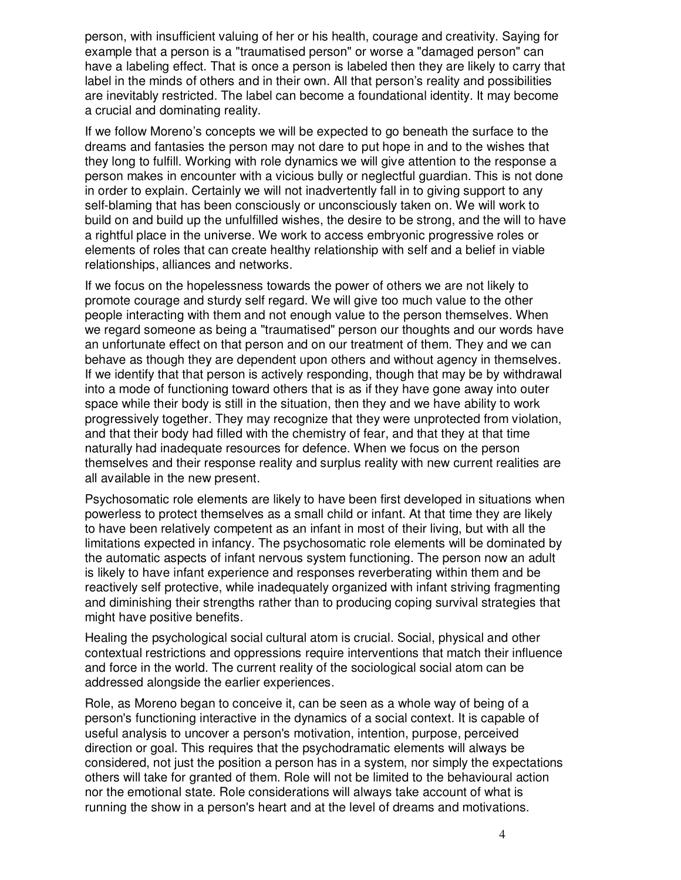person, with insufficient valuing of her or his health, courage and creativity. Saying for example that a person is a "traumatised person" or worse a "damaged person" can have a labeling effect. That is once a person is labeled then they are likely to carry that label in the minds of others and in their own. All that person's reality and possibilities are inevitably restricted. The label can become a foundational identity. It may become a crucial and dominating reality.

If we follow Moreno's concepts we will be expected to go beneath the surface to the dreams and fantasies the person may not dare to put hope in and to the wishes that they long to fulfill. Working with role dynamics we will give attention to the response a person makes in encounter with a vicious bully or neglectful guardian. This is not done in order to explain. Certainly we will not inadvertently fall in to giving support to any self-blaming that has been consciously or unconsciously taken on. We will work to build on and build up the unfulfilled wishes, the desire to be strong, and the will to have a rightful place in the universe. We work to access embryonic progressive roles or elements of roles that can create healthy relationship with self and a belief in viable relationships, alliances and networks.

If we focus on the hopelessness towards the power of others we are not likely to promote courage and sturdy self regard. We will give too much value to the other people interacting with them and not enough value to the person themselves. When we regard someone as being a "traumatised" person our thoughts and our words have an unfortunate effect on that person and on our treatment of them. They and we can behave as though they are dependent upon others and without agency in themselves. If we identify that that person is actively responding, though that may be by withdrawal into a mode of functioning toward others that is as if they have gone away into outer space while their body is still in the situation, then they and we have ability to work progressively together. They may recognize that they were unprotected from violation, and that their body had filled with the chemistry of fear, and that they at that time naturally had inadequate resources for defence. When we focus on the person themselves and their response reality and surplus reality with new current realities are all available in the new present.

Psychosomatic role elements are likely to have been first developed in situations when powerless to protect themselves as a small child or infant. At that time they are likely to have been relatively competent as an infant in most of their living, but with all the limitations expected in infancy. The psychosomatic role elements will be dominated by the automatic aspects of infant nervous system functioning. The person now an adult is likely to have infant experience and responses reverberating within them and be reactively self protective, while inadequately organized with infant striving fragmenting and diminishing their strengths rather than to producing coping survival strategies that might have positive benefits.

Healing the psychological social cultural atom is crucial. Social, physical and other contextual restrictions and oppressions require interventions that match their influence and force in the world. The current reality of the sociological social atom can be addressed alongside the earlier experiences.

Role, as Moreno began to conceive it, can be seen as a whole way of being of a person's functioning interactive in the dynamics of a social context. It is capable of useful analysis to uncover a person's motivation, intention, purpose, perceived direction or goal. This requires that the psychodramatic elements will always be considered, not just the position a person has in a system, nor simply the expectations others will take for granted of them. Role will not be limited to the behavioural action nor the emotional state. Role considerations will always take account of what is running the show in a person's heart and at the level of dreams and motivations.